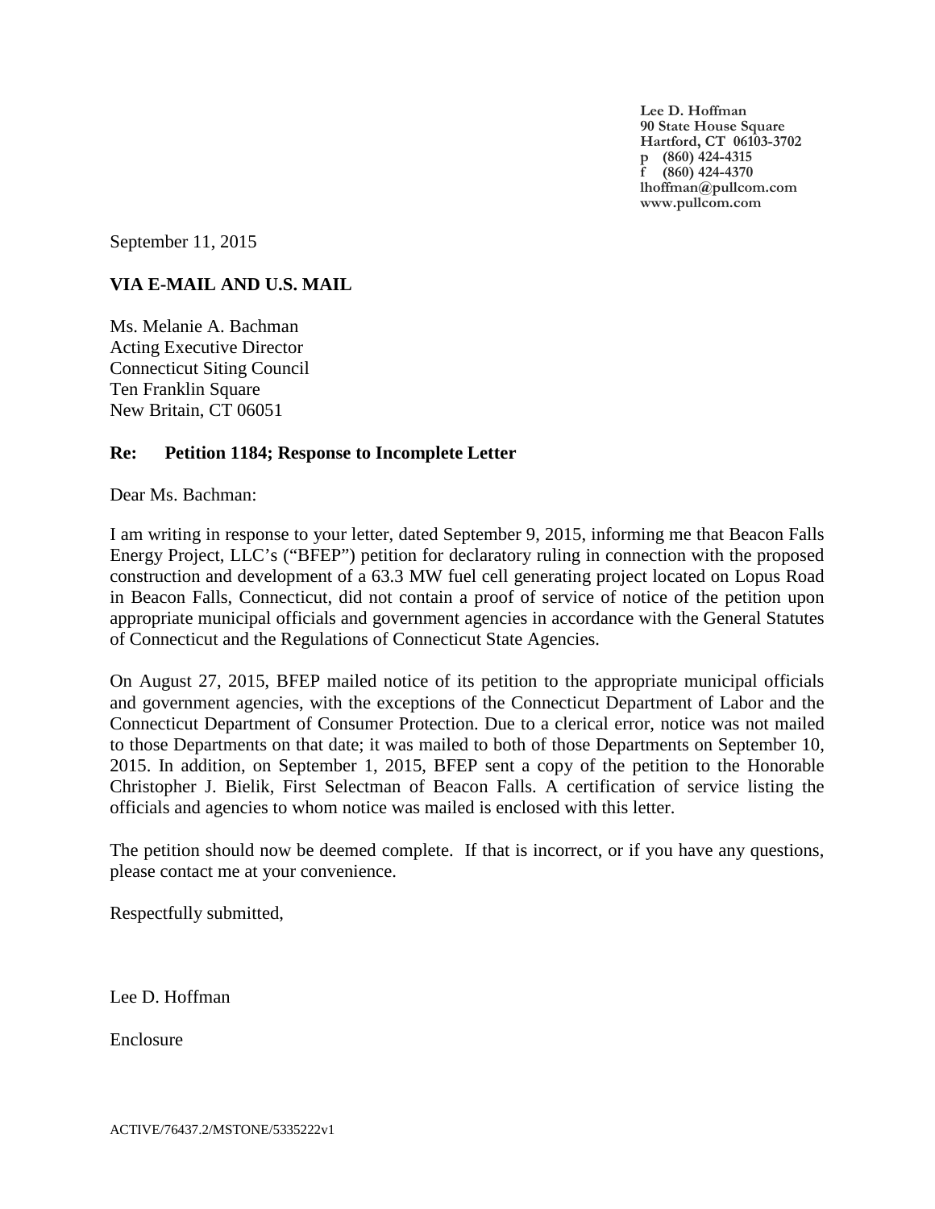**Lee D. Hoffman**
**90 State House Square**
**Hartford, CT 06103-3702**
**p (860) 424-4315**
**f (860) 424-4370**
**lhoffman@pullcom.com**
**www.pullcom.com**

September 11, 2015

**VIA E-MAIL AND U.S. MAIL**

Ms. Melanie A. Bachman
Acting Executive Director
Connecticut Siting Council
Ten Franklin Square
New Britain, CT 06051

**Re: Petition 1184; Response to Incomplete Letter**

Dear Ms. Bachman:

I am writing in response to your letter, dated September 9, 2015, informing me that Beacon Falls Energy Project, LLC's ("BFEP") petition for declaratory ruling in connection with the proposed construction and development of a 63.3 MW fuel cell generating project located on Lopus Road in Beacon Falls, Connecticut, did not contain a proof of service of notice of the petition upon appropriate municipal officials and government agencies in accordance with the General Statutes of Connecticut and the Regulations of Connecticut State Agencies.

On August 27, 2015, BFEP mailed notice of its petition to the appropriate municipal officials and government agencies, with the exceptions of the Connecticut Department of Labor and the Connecticut Department of Consumer Protection. Due to a clerical error, notice was not mailed to those Departments on that date; it was mailed to both of those Departments on September 10, 2015. In addition, on September 1, 2015, BFEP sent a copy of the petition to the Honorable Christopher J. Bielik, First Selectman of Beacon Falls. A certification of service listing the officials and agencies to whom notice was mailed is enclosed with this letter.

The petition should now be deemed complete. If that is incorrect, or if you have any questions, please contact me at your convenience.

Respectfully submitted,

Lee D. Hoffman

Enclosure

ACTIVE/76437.2/MSTONE/5335222v1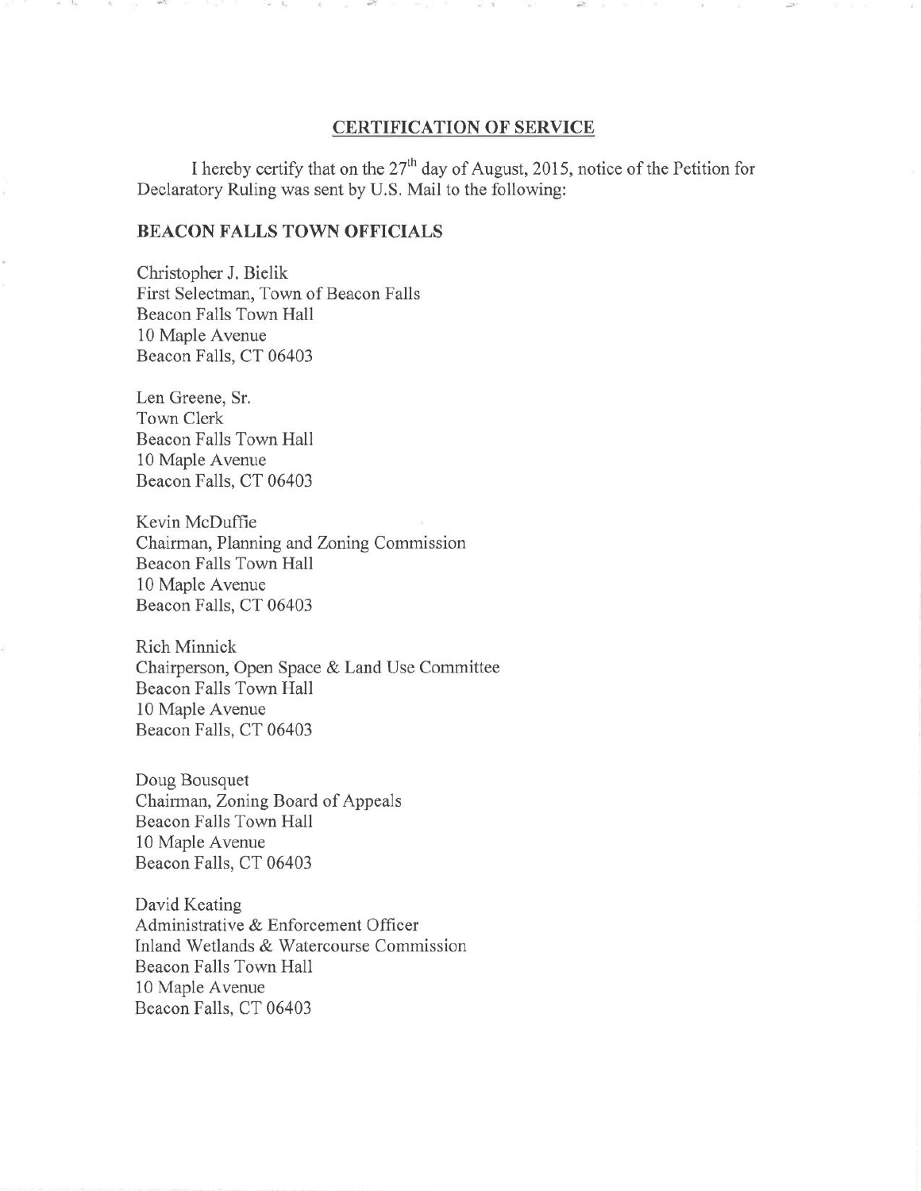## CERTIFICATION OF SERVICE

I hereby certify that on the 27th day of August, 2015, notice of the Petition for Declaratory Ruling was sent by U.S. Mail to the following:

### BEACON FALLS TOWN OFFICIALS

Christopher J. Bielik
First Selectman, Town of Beacon Falls
Beacon Falls Town Hall
10 Maple Avenue
Beacon Falls, CT 06403

Len Greene, Sr.
Town Clerk
Beacon Falls Town Hall
10 Maple Avenue
Beacon Falls, CT 06403

Kevin McDuffie
Chairman, Planning and Zoning Commission
Beacon Falls Town Hall
10 Maple Avenue
Beacon Falls, CT 06403

Rich Minnick
Chairperson, Open Space & Land Use Committee
Beacon Falls Town Hall
10 Maple Avenue
Beacon Falls, CT 06403

Doug Bousquet
Chairman, Zoning Board of Appeals
Beacon Falls Town Hall
10 Maple Avenue
Beacon Falls, CT 06403

David Keating
Administrative & Enforcement Officer
Inland Wetlands & Watercourse Commission
Beacon Falls Town Hall
10 Maple Avenue
Beacon Falls, CT 06403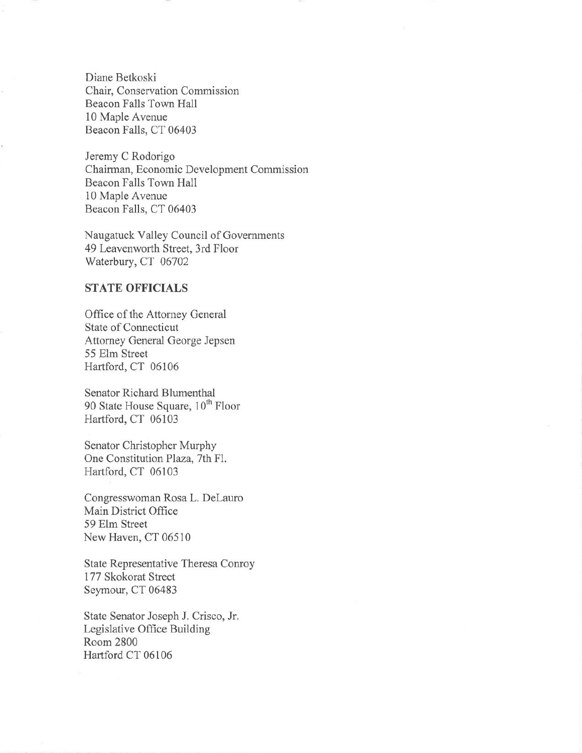Diane Betkoski
Chair, Conservation Commission
Beacon Falls Town Hall
10 Maple Avenue
Beacon Falls, CT 06403

Jeremy C Rodorigo
Chairman, Economic Development Commission
Beacon Falls Town Hall
10 Maple Avenue
Beacon Falls, CT 06403

Naugatuck Valley Council of Governments
49 Leavenworth Street, 3rd Floor
Waterbury, CT 06702

**STATE OFFICIALS**

Office of the Attorney General
State of Connecticut
Attorney General George Jepsen
55 Elm Street
Hartford, CT 06106

Senator Richard Blumenthal
90 State House Square, 10th Floor
Hartford, CT 06103

Senator Christopher Murphy
One Constitution Plaza, 7th Fl.
Hartford, CT 06103

Congresswoman Rosa L. DeLauro
Main District Office
59 Elm Street
New Haven, CT 06510

State Representative Theresa Conroy
177 Skokorat Street
Seymour, CT 06483

State Senator Joseph J. Crisco, Jr.
Legislative Office Building
Room 2800
Hartford CT 06106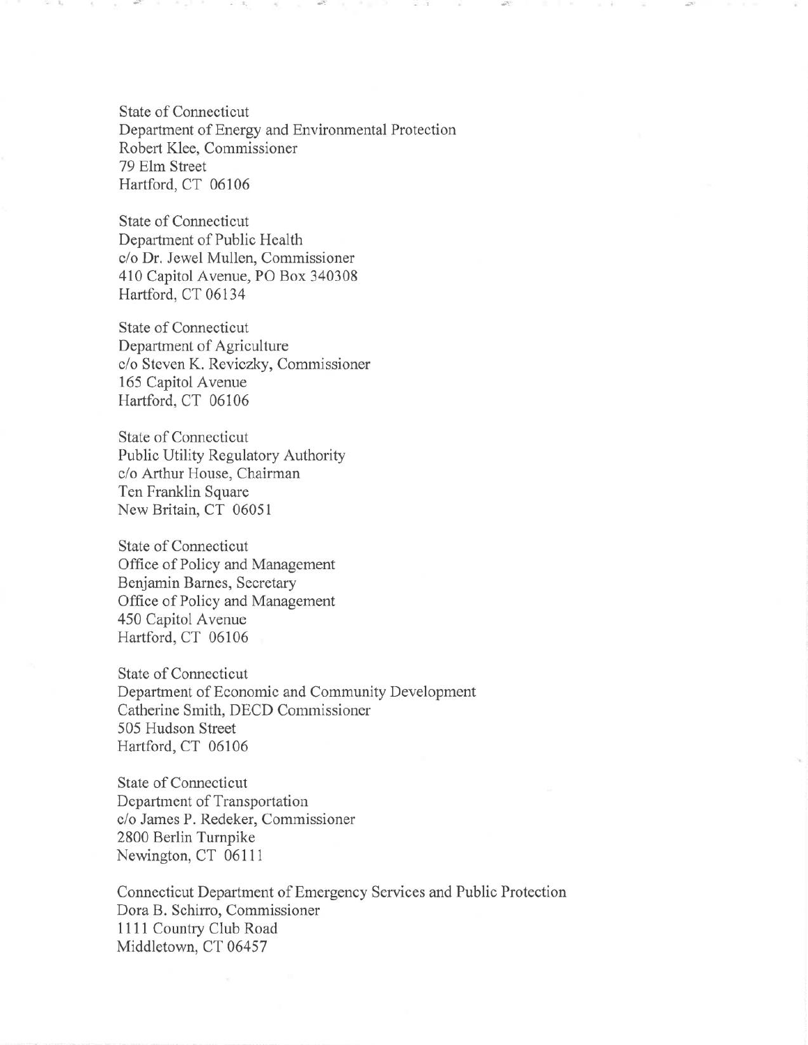State of Connecticut
Department of Energy and Environmental Protection
Robert Klee, Commissioner
79 Elm Street
Hartford, CT 06106

State of Connecticut
Department of Public Health
c/o Dr. Jewel Mullen, Commissioner
410 Capitol Avenue, PO Box 340308
Hartford, CT 06134

State of Connecticut
Department of Agriculture
c/o Steven K. Reviczky, Commissioner
165 Capitol Avenue
Hartford, CT 06106

State of Connecticut
Public Utility Regulatory Authority
c/o Arthur House, Chairman
Ten Franklin Square
New Britain, CT 06051

State of Connecticut
Office of Policy and Management
Benjamin Barnes, Secretary
Office of Policy and Management
450 Capitol Avenue
Hartford, CT 06106

State of Connecticut
Department of Economic and Community Development
Catherine Smith, DECD Commissioner
505 Hudson Street
Hartford, CT 06106

State of Connecticut
Department of Transportation
c/o James P. Redeker, Commissioner
2800 Berlin Turnpike
Newington, CT 06111

Connecticut Department of Emergency Services and Public Protection
Dora B. Schirro, Commissioner
1111 Country Club Road
Middletown, CT 06457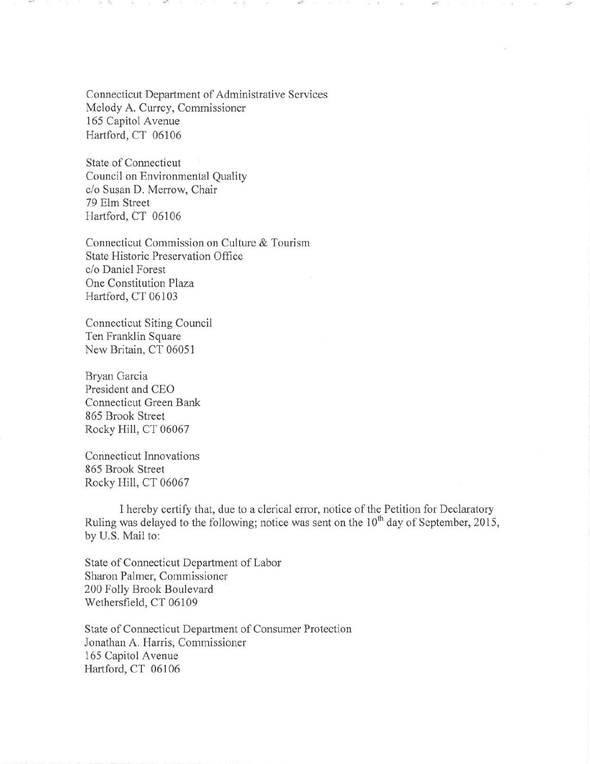Connecticut Department of Administrative Services
Melody A. Currey, Commissioner
165 Capitol Avenue
Hartford, CT 06106

State of Connecticut
Council on Environmental Quality
c/o Susan D. Merrow, Chair
79 Elm Street
Hartford, CT 06106

Connecticut Commission on Culture & Tourism
State Historic Preservation Office
c/o Daniel Forest
One Constitution Plaza
Hartford, CT 06103

Connecticut Siting Council
Ten Franklin Square
New Britain, CT 06051

Bryan Garcia
President and CEO
Connecticut Green Bank
865 Brook Street
Rocky Hill, CT 06067

Connecticut Innovations
865 Brook Street
Rocky Hill, CT 06067

I hereby certify that, due to a clerical error, notice of the Petition for Declaratory Ruling was delayed to the following; notice was sent on the 10th day of September, 2015, by U.S. Mail to:

State of Connecticut Department of Labor
Sharon Palmer, Commissioner
200 Folly Brook Boulevard
Wethersfield, CT 06109

State of Connecticut Department of Consumer Protection
Jonathan A. Harris, Commissioner
165 Capitol Avenue
Hartford, CT 06106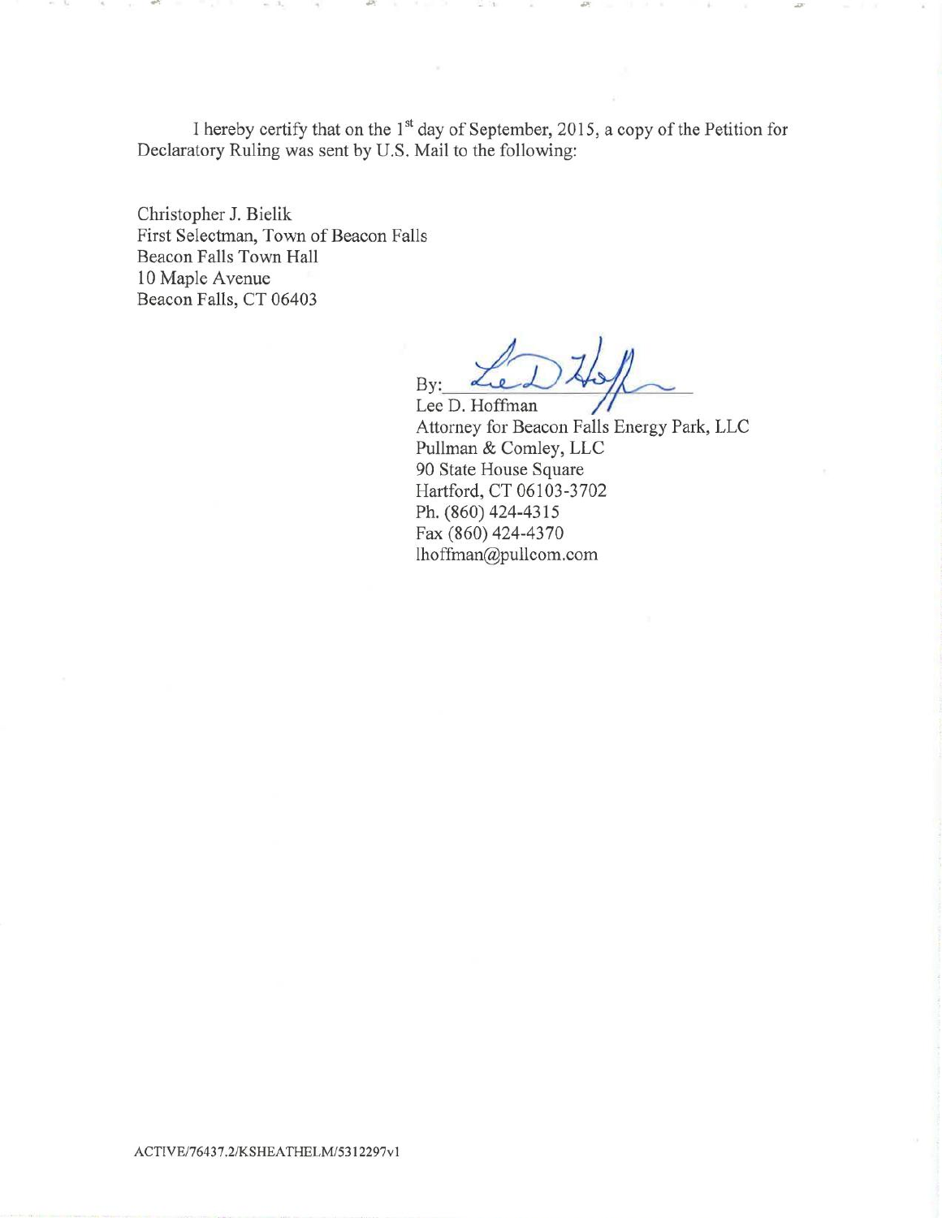I hereby certify that on the 1st day of September, 2015, a copy of the Petition for Declaratory Ruling was sent by U.S. Mail to the following:

Christopher J. Bielik
First Selectman, Town of Beacon Falls
Beacon Falls Town Hall
10 Maple Avenue
Beacon Falls, CT 06403

By: ______________________
Lee D. Hoffman
Attorney for Beacon Falls Energy Park, LLC
Pullman & Comley, LLC
90 State House Square
Hartford, CT 06103-3702
Ph. (860) 424-4315
Fax (860) 424-4370
lhoffman@pullcom.com

ACTIVE/76437.2/KSHEATHELM/5312297v1